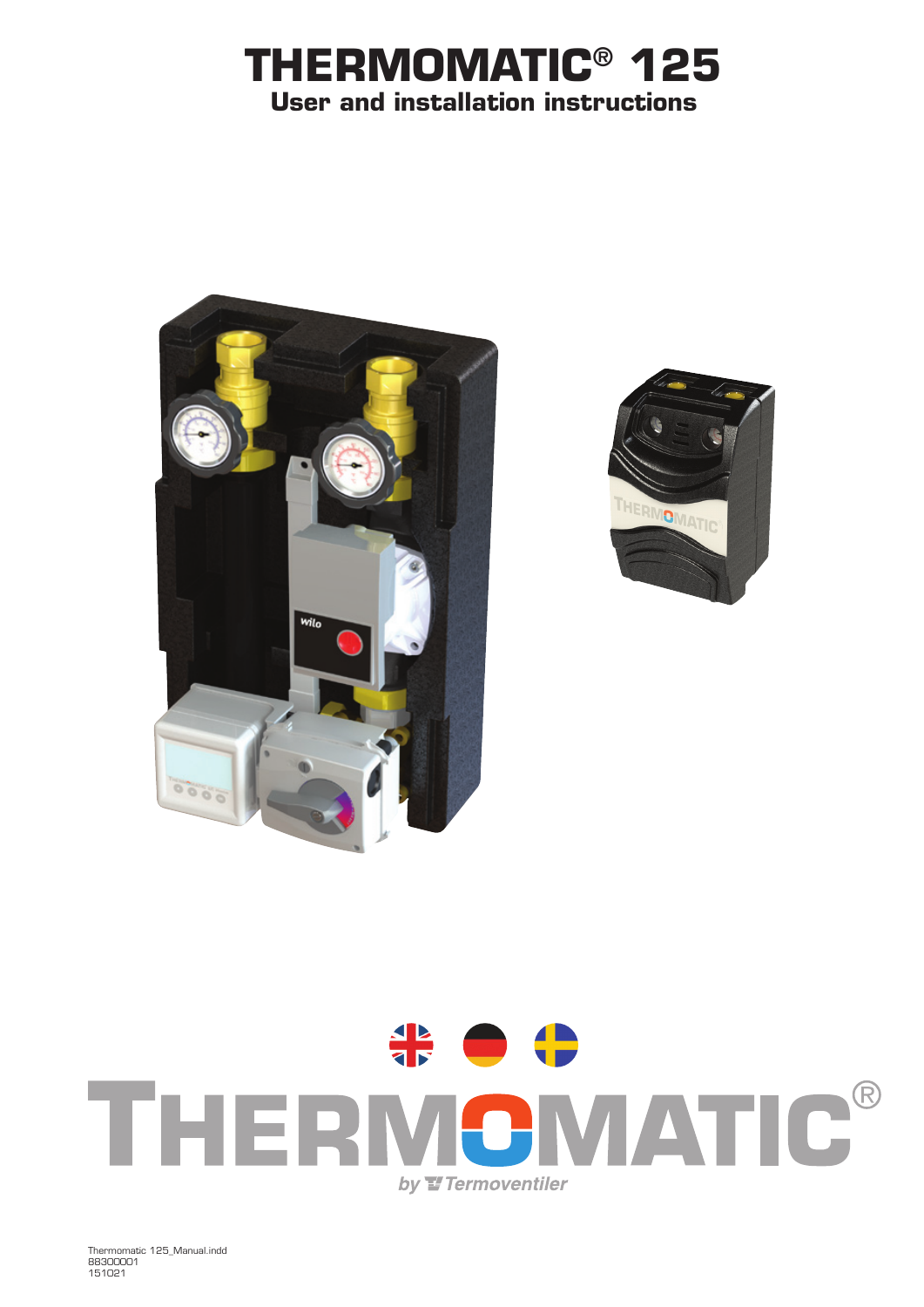# THERMOMATIC® 125

## User and installation instructions

THERMOMATIC®

*by Termoventiler*

Thermomatic 125_Manual.indd
88300001
151021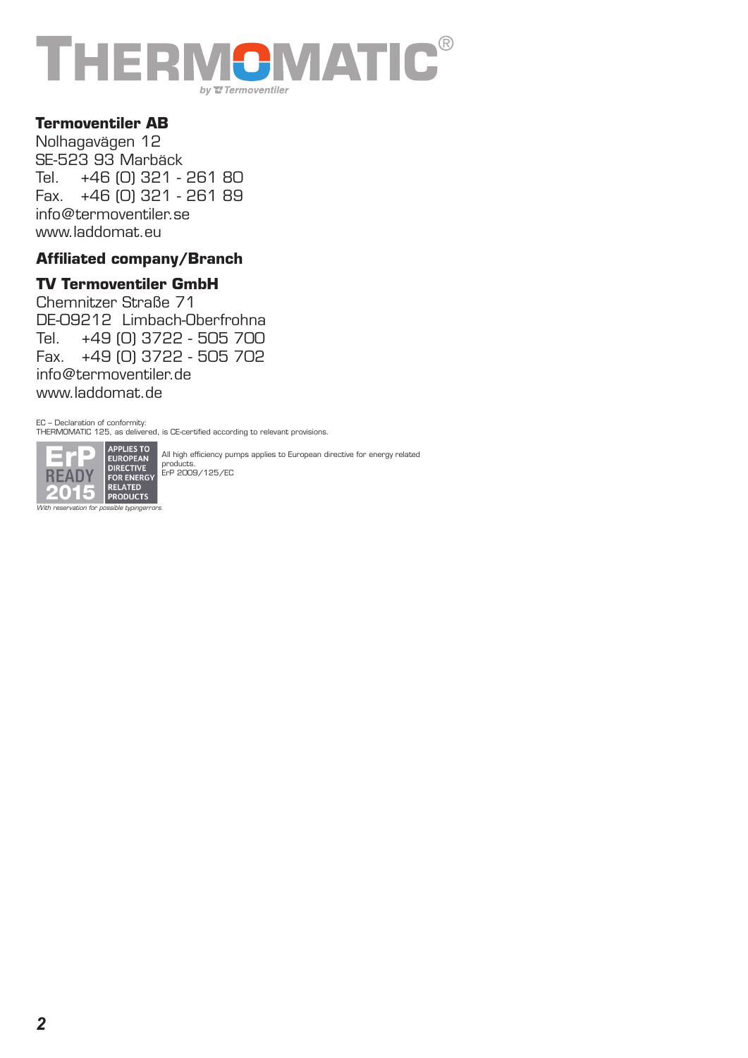# THERMOMATIC®

by Termoventiler

**Termoventiler AB**
Nolhagavägen 12
SE-523 93 Marbäck
Tel. +46 (0) 321 - 261 80
Fax. +46 (0) 321 - 261 89
info@termoventiler.se
www.laddomat.eu

**Affiliated company/Branch**

**TV Termoventiler GmbH**
Chemnitzer Straße 71
DE-09212 Limbach-Oberfrohna
Tel. +49 (0) 3722 - 505 700
Fax. +49 (0) 3722 - 505 702
info@termoventiler.de
www.laddomat.de

EC – Declaration of conformity:
THERMOMATIC 125, as delivered, is CE-certified according to relevant provisions.

ErP READY 2015 — APPLIES TO EUROPEAN DIRECTIVE FOR ENERGY RELATED PRODUCTS

All high efficiency pumps applies to European directive for energy related products.
ErP 2009/125/EC

*With reservation for possible typingerrors.*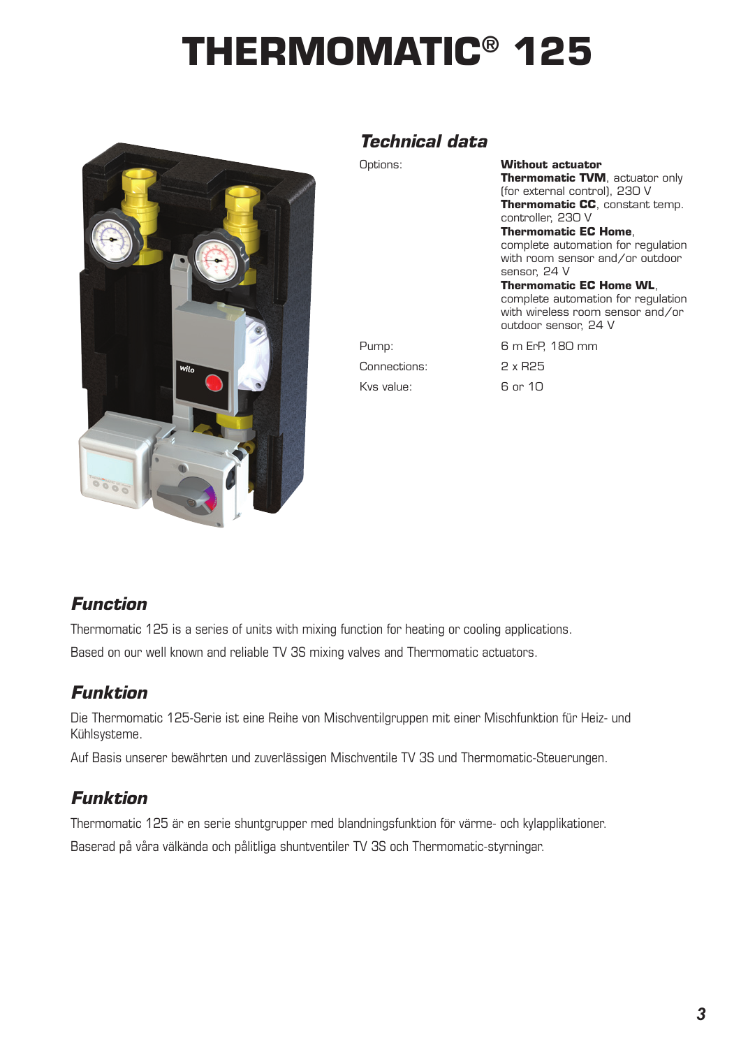# THERMOMATIC® 125

## *Technical data*

| | |
|---|---|
| Options: | **Without actuator**<br>**Thermomatic TVM**, actuator only (for external control), 230 V<br>**Thermomatic CC**, constant temp. controller, 230 V<br>**Thermomatic EC Home**, complete automation for regulation with room sensor and/or outdoor sensor, 24 V<br>**Thermomatic EC Home WL**, complete automation for regulation with wireless room sensor and/or outdoor sensor, 24 V |
| Pump: | 6 m ErP, 180 mm |
| Connections: | 2 x R25 |
| Kvs value: | 6 or 10 |

## *Function*

Thermomatic 125 is a series of units with mixing function for heating or cooling applications.

Based on our well known and reliable TV 3S mixing valves and Thermomatic actuators.

## *Funktion*

Die Thermomatic 125-Serie ist eine Reihe von Mischventilgruppen mit einer Mischfunktion für Heiz- und Kühlsysteme.

Auf Basis unserer bewährten und zuverlässigen Mischventile TV 3S und Thermomatic-Steuerungen.

## *Funktion*

Thermomatic 125 är en serie shuntgrupper med blandningsfunktion för värme- och kylapplikationer.

Baserad på våra välkända och pålitliga shuntventiler TV 3S och Thermomatic-styrningar.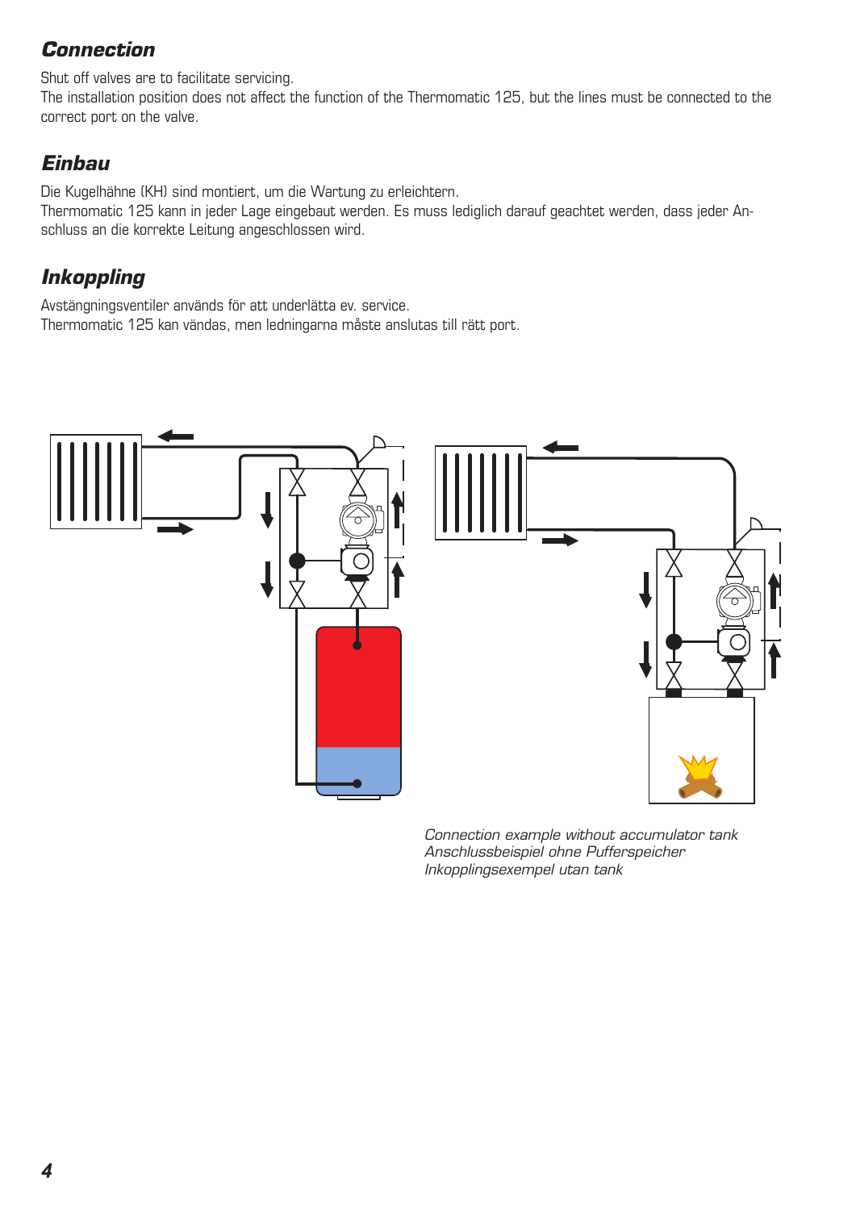## Connection

Shut off valves are to facilitate servicing.
The installation position does not affect the function of the Thermomatic 125, but the lines must be connected to the correct port on the valve.

## Einbau

Die Kugelhähne (KH) sind montiert, um die Wartung zu erleichtern.
Thermomatic 125 kann in jeder Lage eingebaut werden. Es muss lediglich darauf geachtet werden, dass jeder Anschluss an die korrekte Leitung angeschlossen wird.

## Inkoppling

Avstängningsventiler används för att underlätta ev. service.
Thermomatic 125 kan vändas, men ledningarna måste anslutas till rätt port.

*Connection example without accumulator tank*
*Anschlussbeispiel ohne Pufferspeicher*
*Inkopplingsexempel utan tank*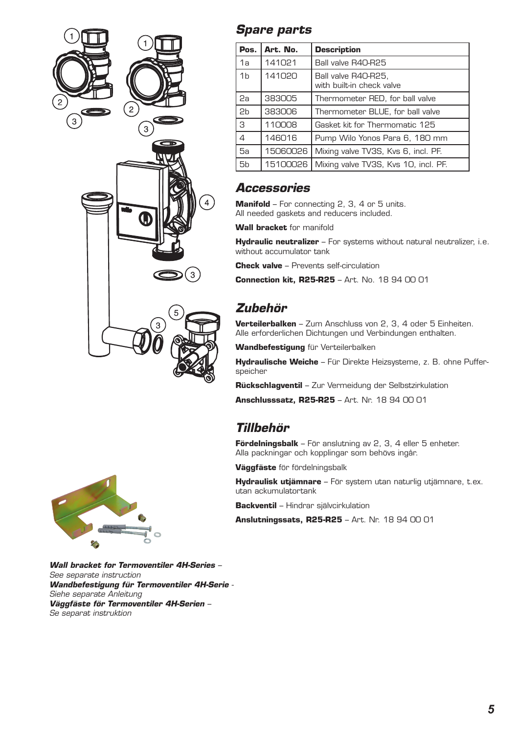## Spare parts

| Pos. | Art. No. | Description |
|---|---|---|
| 1a | 141021 | Ball valve R40-R25 |
| 1b | 141020 | Ball valve R40-R25, with built-in check valve |
| 2a | 383005 | Thermometer RED, for ball valve |
| 2b | 383006 | Thermometer BLUE, for ball valve |
| 3 | 110008 | Gasket kit for Thermomatic 125 |
| 4 | 146016 | Pump Wilo Yonos Para 6, 180 mm |
| 5a | 15060026 | Mixing valve TV3S, Kvs 6, incl. PF. |
| 5b | 15100026 | Mixing valve TV3S, Kvs 10, incl. PF. |

## Accessories

**Manifold** – For connecting 2, 3, 4 or 5 units. All needed gaskets and reducers included.

**Wall bracket** for manifold

**Hydraulic neutralizer** – For systems without natural neutralizer, i.e. without accumulator tank

**Check valve** – Prevents self-circulation

**Connection kit, R25-R25** – Art. No. 18 94 00 01

## Zubehör

**Verteilerbalken** – Zum Anschluss von 2, 3, 4 oder 5 Einheiten. Alle erforderlichen Dichtungen und Verbindungen enthalten.

**Wandbefestigung** für Verteilerbalken

**Hydraulische Weiche** – Für Direkte Heizsysteme, z. B. ohne Pufferspeicher

**Rückschlagventil** – Zur Vermeidung der Selbstzirkulation

**Anschlusssatz, R25-R25** – Art. Nr. 18 94 00 01

## Tillbehör

**Fördelningsbalk** – För anslutning av 2, 3, 4 eller 5 enheter. Alla packningar och kopplingar som behövs ingår.

**Väggfäste** för fördelningsbalk

**Hydraulisk utjämnare** – För system utan naturlig utjämnare, t.ex. utan ackumulatortank

**Backventil** – Hindrar självcirkulation

**Anslutningssats, R25-R25** – Art. Nr. 18 94 00 01

***Wall bracket for Termoventiler 4H-Series*** – *See separate instruction*
***Wandbefestigung für Termoventiler 4H-Serie*** - *Siehe separate Anleitung*
***Väggfäste för Termoventiler 4H-Serien*** – *Se separat instruktion*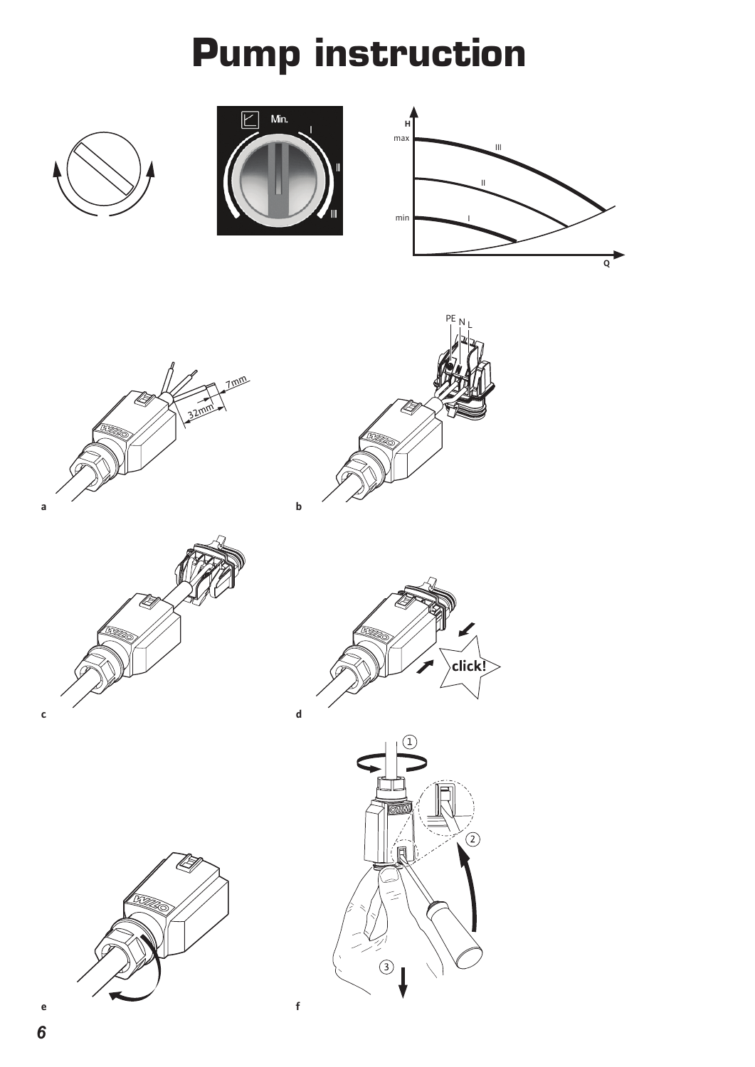# Pump instruction

Min.

I

II

III

H

max

min

III

II

I

Q

7mm

32mm

a

PE N L

b

c

click!

d

e

1

2

3

f